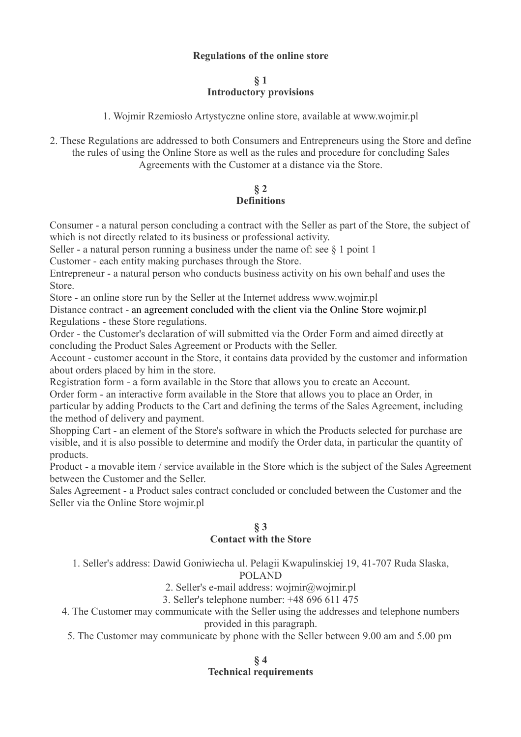# Regulations of the online store

## § 1
## Introductory provisions

1. Wojmir Rzemiosło Artystyczne online store, available at www.wojmir.pl

2. These Regulations are addressed to both Consumers and Entrepreneurs using the Store and define the rules of using the Online Store as well as the rules and procedure for concluding Sales Agreements with the Customer at a distance via the Store.

## § 2
## Definitions

Consumer - a natural person concluding a contract with the Seller as part of the Store, the subject of which is not directly related to its business or professional activity.
Seller - a natural person running a business under the name of: see § 1 point 1
Customer - each entity making purchases through the Store.
Entrepreneur - a natural person who conducts business activity on his own behalf and uses the Store.
Store - an online store run by the Seller at the Internet address www.wojmir.pl
Distance contract - an agreement concluded with the client via the Online Store wojmir.pl
Regulations - these Store regulations.
Order - the Customer's declaration of will submitted via the Order Form and aimed directly at concluding the Product Sales Agreement or Products with the Seller.
Account - customer account in the Store, it contains data provided by the customer and information about orders placed by him in the store.
Registration form - a form available in the Store that allows you to create an Account.
Order form - an interactive form available in the Store that allows you to place an Order, in particular by adding Products to the Cart and defining the terms of the Sales Agreement, including the method of delivery and payment.
Shopping Cart - an element of the Store's software in which the Products selected for purchase are visible, and it is also possible to determine and modify the Order data, in particular the quantity of products.
Product - a movable item / service available in the Store which is the subject of the Sales Agreement between the Customer and the Seller.
Sales Agreement - a Product sales contract concluded or concluded between the Customer and the Seller via the Online Store wojmir.pl

## § 3
## Contact with the Store

1. Seller's address: Dawid Goniwiecha ul. Pelagii Kwapulinskiej 19, 41-707 Ruda Slaska, POLAND
2. Seller's e-mail address: wojmir@wojmir.pl
3. Seller's telephone number: +48 696 611 475
4. The Customer may communicate with the Seller using the addresses and telephone numbers provided in this paragraph.
5. The Customer may communicate by phone with the Seller between 9.00 am and 5.00 pm

## § 4
## Technical requirements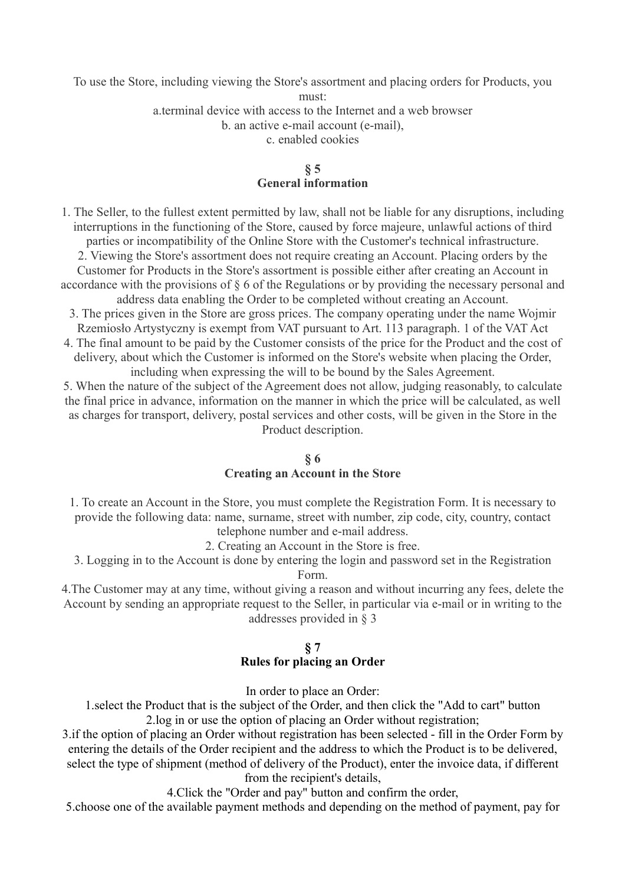To use the Store, including viewing the Store's assortment and placing orders for Products, you must:

a.terminal device with access to the Internet and a web browser

b. an active e-mail account (e-mail),

c. enabled cookies

## § 5
## General information

1. The Seller, to the fullest extent permitted by law, shall not be liable for any disruptions, including interruptions in the functioning of the Store, caused by force majeure, unlawful actions of third parties or incompatibility of the Online Store with the Customer's technical infrastructure.
2. Viewing the Store's assortment does not require creating an Account. Placing orders by the Customer for Products in the Store's assortment is possible either after creating an Account in accordance with the provisions of § 6 of the Regulations or by providing the necessary personal and address data enabling the Order to be completed without creating an Account.
3. The prices given in the Store are gross prices. The company operating under the name Wojmir Rzemiosło Artystyczny is exempt from VAT pursuant to Art. 113 paragraph. 1 of the VAT Act
4. The final amount to be paid by the Customer consists of the price for the Product and the cost of delivery, about which the Customer is informed on the Store's website when placing the Order, including when expressing the will to be bound by the Sales Agreement.
5. When the nature of the subject of the Agreement does not allow, judging reasonably, to calculate the final price in advance, information on the manner in which the price will be calculated, as well as charges for transport, delivery, postal services and other costs, will be given in the Store in the Product description.

## § 6
## Creating an Account in the Store

1. To create an Account in the Store, you must complete the Registration Form. It is necessary to provide the following data: name, surname, street with number, zip code, city, country, contact telephone number and e-mail address.
2. Creating an Account in the Store is free.
3. Logging in to the Account is done by entering the login and password set in the Registration Form.
4. The Customer may at any time, without giving a reason and without incurring any fees, delete the Account by sending an appropriate request to the Seller, in particular via e-mail or in writing to the addresses provided in § 3

## § 7
## Rules for placing an Order

In order to place an Order:

1. select the Product that is the subject of the Order, and then click the "Add to cart" button
2. log in or use the option of placing an Order without registration;
3. if the option of placing an Order without registration has been selected - fill in the Order Form by entering the details of the Order recipient and the address to which the Product is to be delivered, select the type of shipment (method of delivery of the Product), enter the invoice data, if different from the recipient's details,
4. Click the "Order and pay" button and confirm the order,
5. choose one of the available payment methods and depending on the method of payment, pay for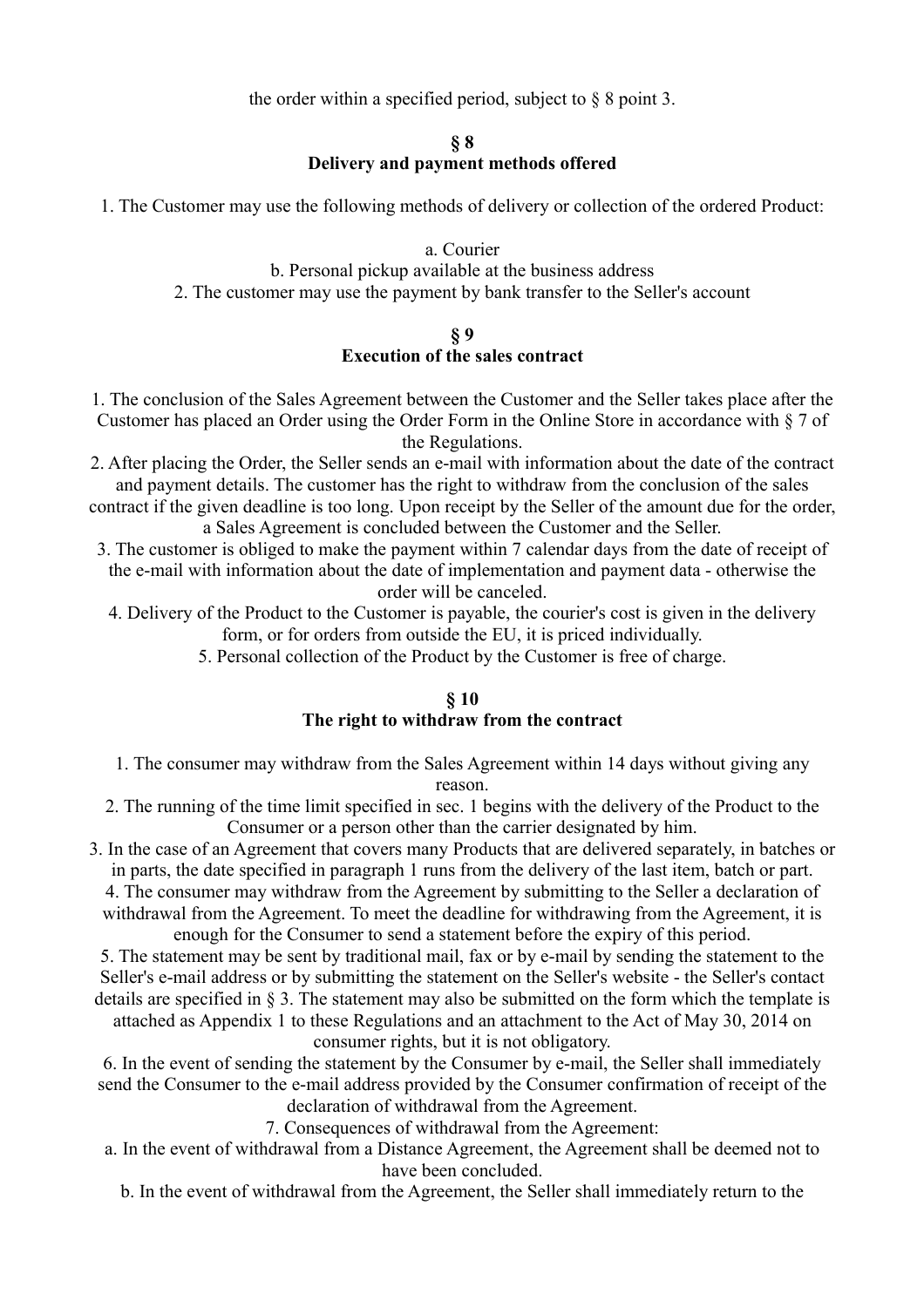the order within a specified period, subject to § 8 point 3.

## § 8
## Delivery and payment methods offered

1. The Customer may use the following methods of delivery or collection of the ordered Product:

a. Courier
b. Personal pickup available at the business address
2. The customer may use the payment by bank transfer to the Seller's account

## § 9
## Execution of the sales contract

1. The conclusion of the Sales Agreement between the Customer and the Seller takes place after the Customer has placed an Order using the Order Form in the Online Store in accordance with § 7 of the Regulations.
2. After placing the Order, the Seller sends an e-mail with information about the date of the contract and payment details. The customer has the right to withdraw from the conclusion of the sales contract if the given deadline is too long. Upon receipt by the Seller of the amount due for the order, a Sales Agreement is concluded between the Customer and the Seller.
3. The customer is obliged to make the payment within 7 calendar days from the date of receipt of the e-mail with information about the date of implementation and payment data - otherwise the order will be canceled.
4. Delivery of the Product to the Customer is payable, the courier's cost is given in the delivery form, or for orders from outside the EU, it is priced individually.
5. Personal collection of the Product by the Customer is free of charge.

## § 10
## The right to withdraw from the contract

1. The consumer may withdraw from the Sales Agreement within 14 days without giving any reason.
2. The running of the time limit specified in sec. 1 begins with the delivery of the Product to the Consumer or a person other than the carrier designated by him.
3. In the case of an Agreement that covers many Products that are delivered separately, in batches or in parts, the date specified in paragraph 1 runs from the delivery of the last item, batch or part.
4. The consumer may withdraw from the Agreement by submitting to the Seller a declaration of withdrawal from the Agreement. To meet the deadline for withdrawing from the Agreement, it is enough for the Consumer to send a statement before the expiry of this period.
5. The statement may be sent by traditional mail, fax or by e-mail by sending the statement to the Seller's e-mail address or by submitting the statement on the Seller's website - the Seller's contact details are specified in § 3. The statement may also be submitted on the form which the template is attached as Appendix 1 to these Regulations and an attachment to the Act of May 30, 2014 on consumer rights, but it is not obligatory.
6. In the event of sending the statement by the Consumer by e-mail, the Seller shall immediately send the Consumer to the e-mail address provided by the Consumer confirmation of receipt of the declaration of withdrawal from the Agreement.
7. Consequences of withdrawal from the Agreement:
a. In the event of withdrawal from a Distance Agreement, the Agreement shall be deemed not to have been concluded.
b. In the event of withdrawal from the Agreement, the Seller shall immediately return to the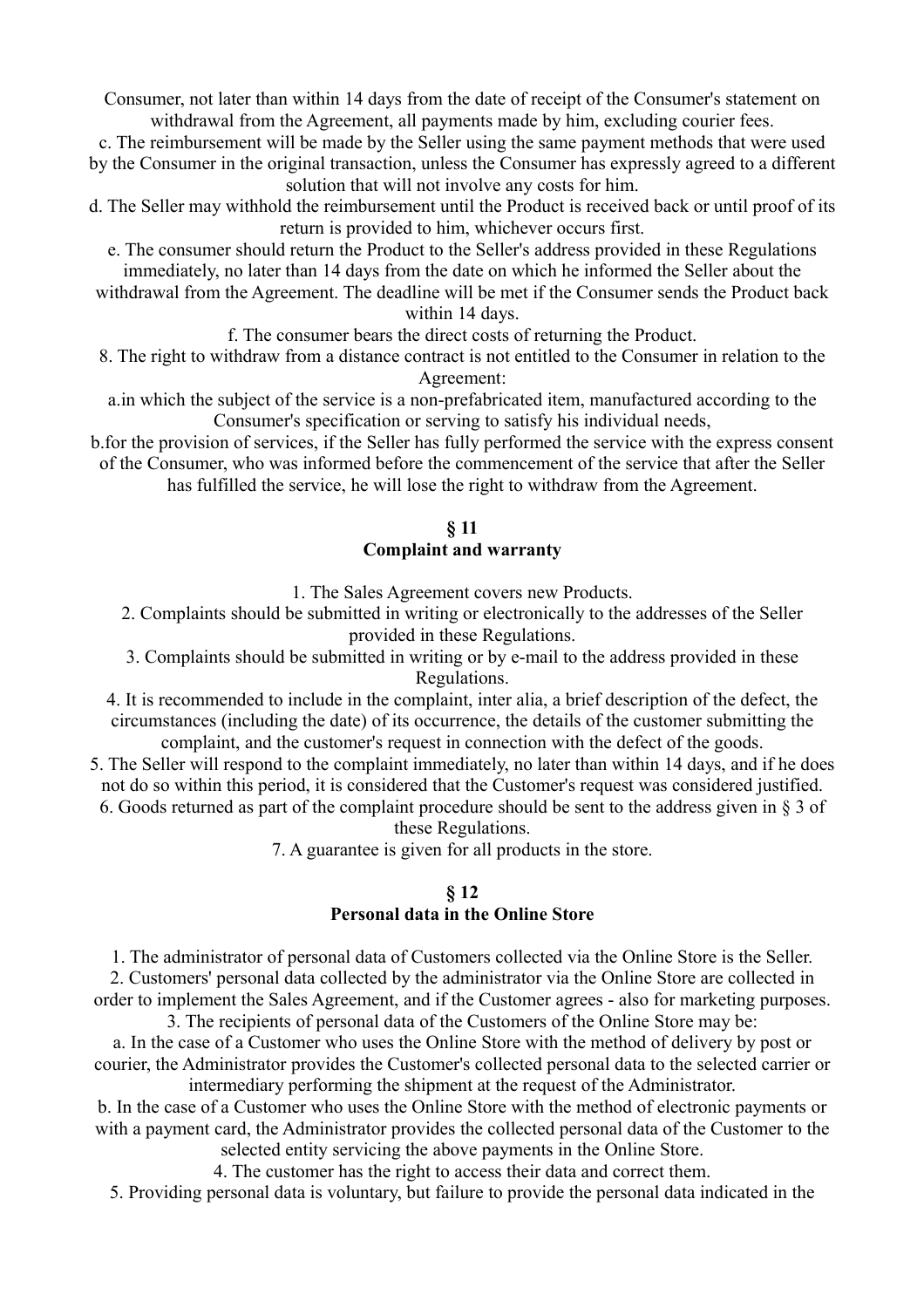Consumer, not later than within 14 days from the date of receipt of the Consumer's statement on withdrawal from the Agreement, all payments made by him, excluding courier fees.

c. The reimbursement will be made by the Seller using the same payment methods that were used by the Consumer in the original transaction, unless the Consumer has expressly agreed to a different solution that will not involve any costs for him.

d. The Seller may withhold the reimbursement until the Product is received back or until proof of its return is provided to him, whichever occurs first.

e. The consumer should return the Product to the Seller's address provided in these Regulations immediately, no later than 14 days from the date on which he informed the Seller about the withdrawal from the Agreement. The deadline will be met if the Consumer sends the Product back within 14 days.

f. The consumer bears the direct costs of returning the Product.

8. The right to withdraw from a distance contract is not entitled to the Consumer in relation to the Agreement:

a.in which the subject of the service is a non-prefabricated item, manufactured according to the Consumer's specification or serving to satisfy his individual needs,

b.for the provision of services, if the Seller has fully performed the service with the express consent of the Consumer, who was informed before the commencement of the service that after the Seller has fulfilled the service, he will lose the right to withdraw from the Agreement.

## § 11
## Complaint and warranty

1. The Sales Agreement covers new Products.
2. Complaints should be submitted in writing or electronically to the addresses of the Seller provided in these Regulations.
3. Complaints should be submitted in writing or by e-mail to the address provided in these Regulations.
4. It is recommended to include in the complaint, inter alia, a brief description of the defect, the circumstances (including the date) of its occurrence, the details of the customer submitting the complaint, and the customer's request in connection with the defect of the goods.
5. The Seller will respond to the complaint immediately, no later than within 14 days, and if he does not do so within this period, it is considered that the Customer's request was considered justified.
6. Goods returned as part of the complaint procedure should be sent to the address given in § 3 of these Regulations.
7. A guarantee is given for all products in the store.

## § 12
## Personal data in the Online Store

1. The administrator of personal data of Customers collected via the Online Store is the Seller.
2. Customers' personal data collected by the administrator via the Online Store are collected in order to implement the Sales Agreement, and if the Customer agrees - also for marketing purposes.
3. The recipients of personal data of the Customers of the Online Store may be:

a. In the case of a Customer who uses the Online Store with the method of delivery by post or courier, the Administrator provides the Customer's collected personal data to the selected carrier or intermediary performing the shipment at the request of the Administrator.

b. In the case of a Customer who uses the Online Store with the method of electronic payments or with a payment card, the Administrator provides the collected personal data of the Customer to the selected entity servicing the above payments in the Online Store.

4. The customer has the right to access their data and correct them.
5. Providing personal data is voluntary, but failure to provide the personal data indicated in the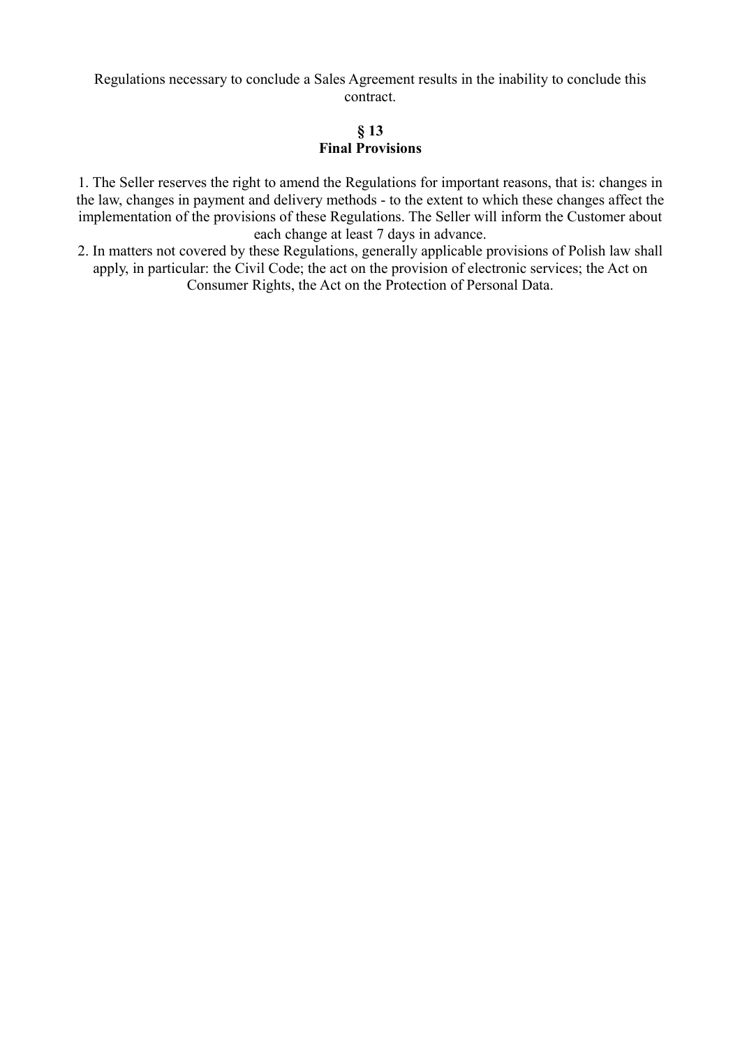Regulations necessary to conclude a Sales Agreement results in the inability to conclude this contract.

## § 13
## Final Provisions

1. The Seller reserves the right to amend the Regulations for important reasons, that is: changes in the law, changes in payment and delivery methods - to the extent to which these changes affect the implementation of the provisions of these Regulations. The Seller will inform the Customer about each change at least 7 days in advance.
2. In matters not covered by these Regulations, generally applicable provisions of Polish law shall apply, in particular: the Civil Code; the act on the provision of electronic services; the Act on Consumer Rights, the Act on the Protection of Personal Data.